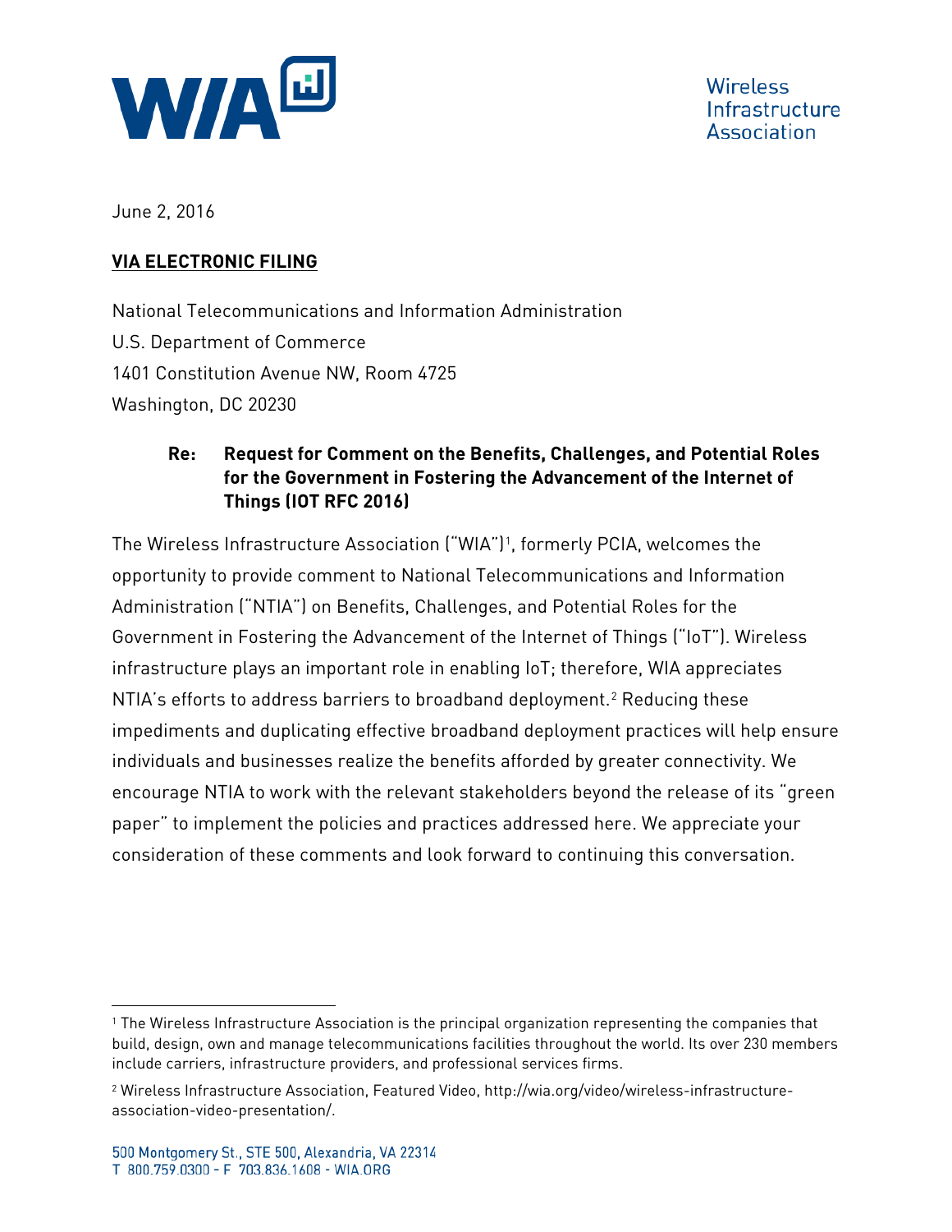Wireless Infrastructure Association

June 2, 2016

**VIA ELECTRONIC FILING**

National Telecommunications and Information Administration
U.S. Department of Commerce
1401 Constitution Avenue NW, Room 4725
Washington, DC 20230

**Re: Request for Comment on the Benefits, Challenges, and Potential Roles for the Government in Fostering the Advancement of the Internet of Things (IOT RFC 2016)**

The Wireless Infrastructure Association ("WIA")[1], formerly PCIA, welcomes the opportunity to provide comment to National Telecommunications and Information Administration ("NTIA") on Benefits, Challenges, and Potential Roles for the Government in Fostering the Advancement of the Internet of Things ("IoT"). Wireless infrastructure plays an important role in enabling IoT; therefore, WIA appreciates NTIA's efforts to address barriers to broadband deployment.[2] Reducing these impediments and duplicating effective broadband deployment practices will help ensure individuals and businesses realize the benefits afforded by greater connectivity. We encourage NTIA to work with the relevant stakeholders beyond the release of its "green paper" to implement the policies and practices addressed here. We appreciate your consideration of these comments and look forward to continuing this conversation.

---

[1] The Wireless Infrastructure Association is the principal organization representing the companies that build, design, own and manage telecommunications facilities throughout the world. Its over 230 members include carriers, infrastructure providers, and professional services firms.

[2] Wireless Infrastructure Association, Featured Video, http://wia.org/video/wireless-infrastructure-association-video-presentation/.

500 Montgomery St., STE 500, Alexandria, VA 22314
T 800.759.0300 - F 703.836.1608 - WIA.ORG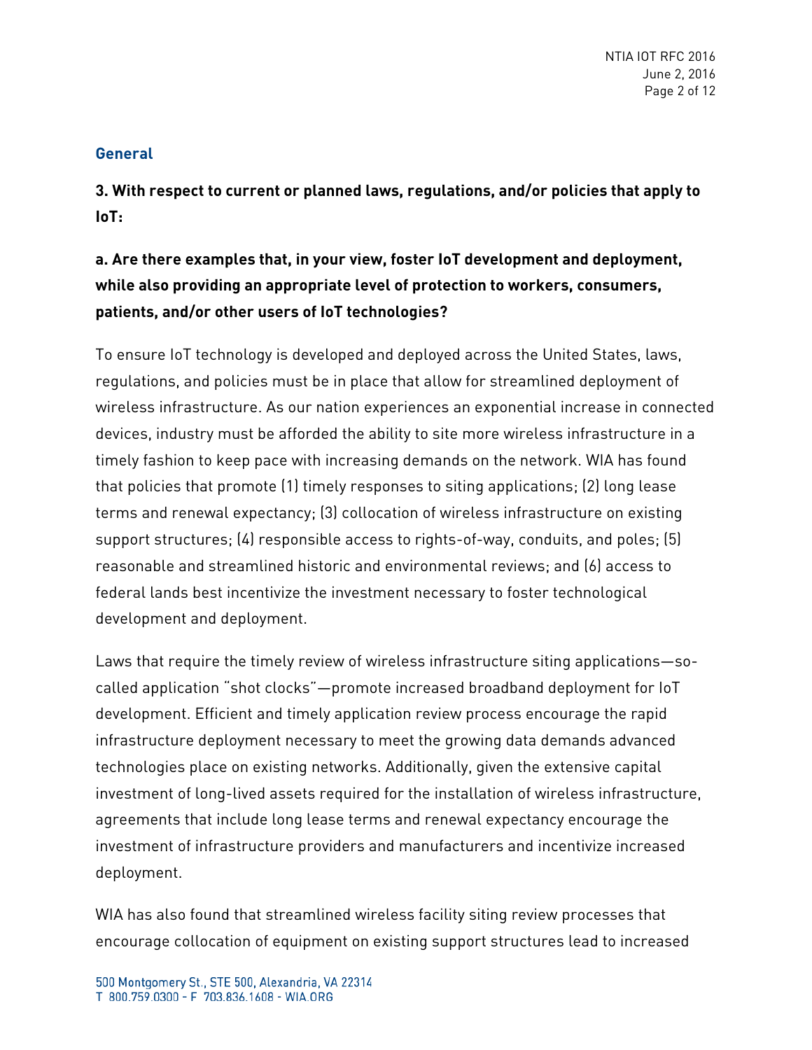## General

**3. With respect to current or planned laws, regulations, and/or policies that apply to IoT:**

**a. Are there examples that, in your view, foster IoT development and deployment, while also providing an appropriate level of protection to workers, consumers, patients, and/or other users of IoT technologies?**

To ensure IoT technology is developed and deployed across the United States, laws, regulations, and policies must be in place that allow for streamlined deployment of wireless infrastructure. As our nation experiences an exponential increase in connected devices, industry must be afforded the ability to site more wireless infrastructure in a timely fashion to keep pace with increasing demands on the network. WIA has found that policies that promote (1) timely responses to siting applications; (2) long lease terms and renewal expectancy; (3) collocation of wireless infrastructure on existing support structures; (4) responsible access to rights-of-way, conduits, and poles; (5) reasonable and streamlined historic and environmental reviews; and (6) access to federal lands best incentivize the investment necessary to foster technological development and deployment.

Laws that require the timely review of wireless infrastructure siting applications—so-called application "shot clocks"—promote increased broadband deployment for IoT development. Efficient and timely application review process encourage the rapid infrastructure deployment necessary to meet the growing data demands advanced technologies place on existing networks. Additionally, given the extensive capital investment of long-lived assets required for the installation of wireless infrastructure, agreements that include long lease terms and renewal expectancy encourage the investment of infrastructure providers and manufacturers and incentivize increased deployment.

WIA has also found that streamlined wireless facility siting review processes that encourage collocation of equipment on existing support structures lead to increased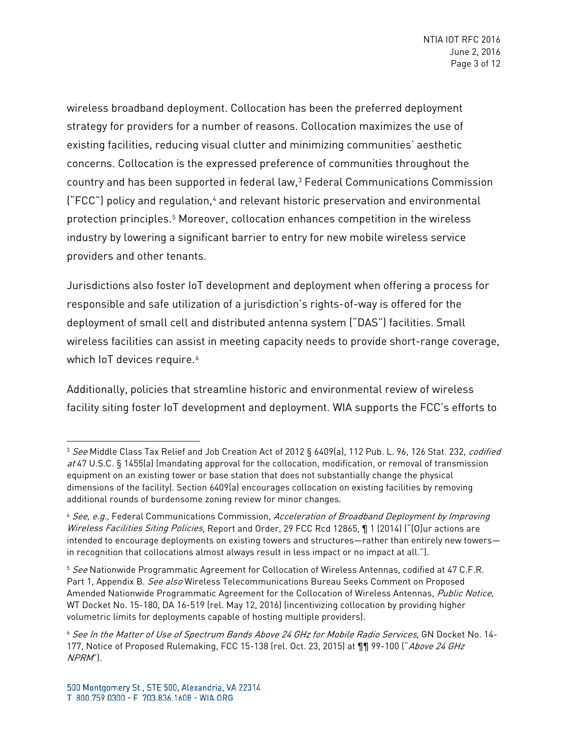wireless broadband deployment. Collocation has been the preferred deployment strategy for providers for a number of reasons. Collocation maximizes the use of existing facilities, reducing visual clutter and minimizing communities' aesthetic concerns. Collocation is the expressed preference of communities throughout the country and has been supported in federal law,[3] Federal Communications Commission ("FCC") policy and regulation,[4] and relevant historic preservation and environmental protection principles.[5] Moreover, collocation enhances competition in the wireless industry by lowering a significant barrier to entry for new mobile wireless service providers and other tenants.

Jurisdictions also foster IoT development and deployment when offering a process for responsible and safe utilization of a jurisdiction's rights-of-way is offered for the deployment of small cell and distributed antenna system ("DAS") facilities. Small wireless facilities can assist in meeting capacity needs to provide short-range coverage, which IoT devices require.[6]

Additionally, policies that streamline historic and environmental review of wireless facility siting foster IoT development and deployment. WIA supports the FCC's efforts to

---

[3] *See* Middle Class Tax Relief and Job Creation Act of 2012 § 6409(a), 112 Pub. L. 96, 126 Stat. 232, *codified at* 47 U.S.C. § 1455(a) (mandating approval for the collocation, modification, or removal of transmission equipment on an existing tower or base station that does not substantially change the physical dimensions of the facility). Section 6409(a) encourages collocation on existing facilities by removing additional rounds of burdensome zoning review for minor changes.

[4] *See, e.g.*, Federal Communications Commission, *Acceleration of Broadband Deployment by Improving Wireless Facilities Siting Policies*, Report and Order, 29 FCC Rcd 12865, ¶ 1 (2014) ("[O]ur actions are intended to encourage deployments on existing towers and structures—rather than entirely new towers—in recognition that collocations almost always result in less impact or no impact at all.").

[5] *See* Nationwide Programmatic Agreement for Collocation of Wireless Antennas, codified at 47 C.F.R. Part 1, Appendix B. *See also* Wireless Telecommunications Bureau Seeks Comment on Proposed Amended Nationwide Programmatic Agreement for the Collocation of Wireless Antennas, *Public Notice*, WT Docket No. 15-180, DA 16-519 (rel. May 12, 2016) (incentivizing collocation by providing higher volumetric limits for deployments capable of hosting multiple providers).

[6] *See In the Matter of Use of Spectrum Bands Above 24 GHz for Mobile Radio Services*, GN Docket No. 14-177, Notice of Proposed Rulemaking, FCC 15-138 (rel. Oct. 23, 2015) at ¶¶ 99-100 ("*Above 24 GHz NPRM*").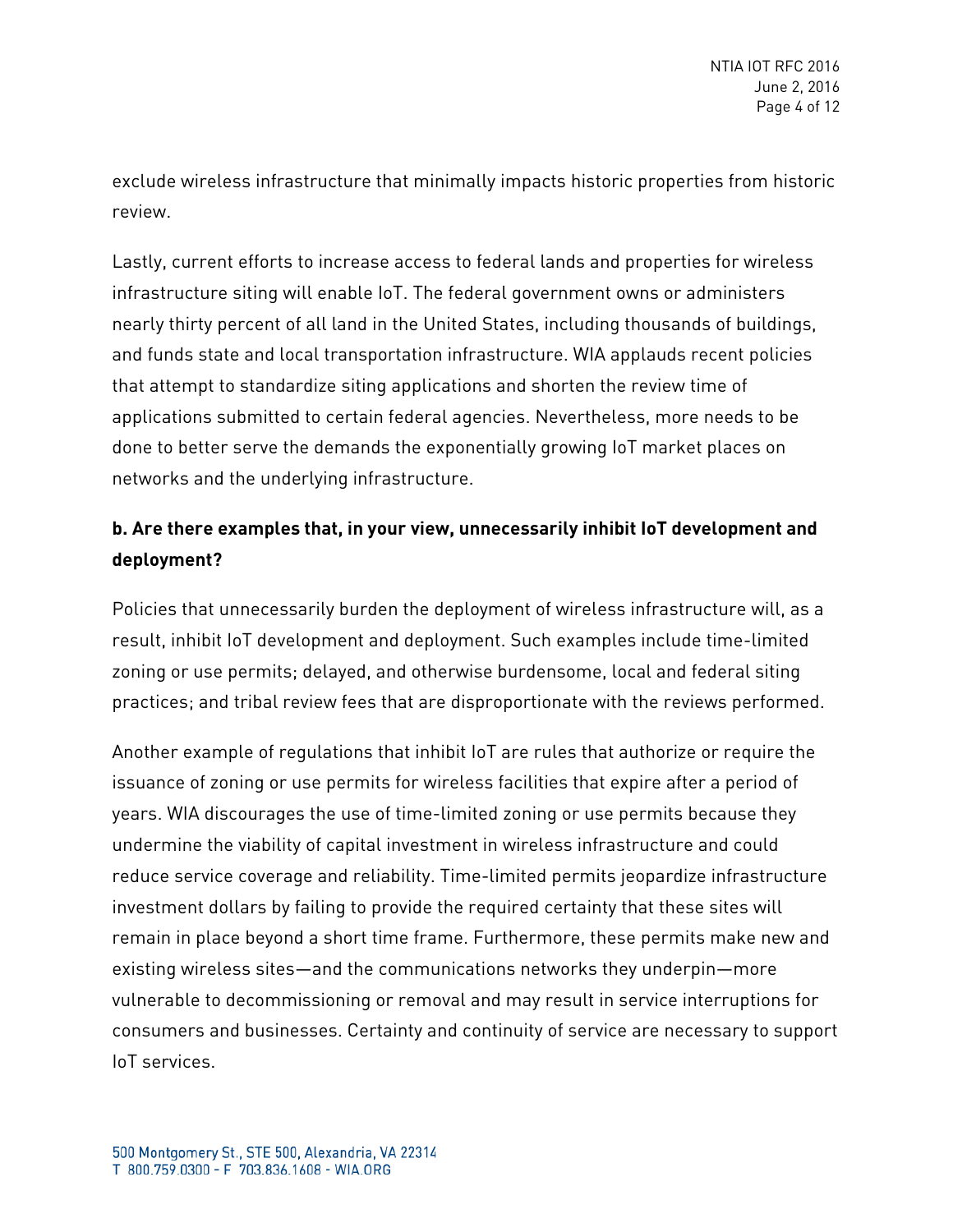exclude wireless infrastructure that minimally impacts historic properties from historic review.

Lastly, current efforts to increase access to federal lands and properties for wireless infrastructure siting will enable IoT. The federal government owns or administers nearly thirty percent of all land in the United States, including thousands of buildings, and funds state and local transportation infrastructure. WIA applauds recent policies that attempt to standardize siting applications and shorten the review time of applications submitted to certain federal agencies. Nevertheless, more needs to be done to better serve the demands the exponentially growing IoT market places on networks and the underlying infrastructure.

**b. Are there examples that, in your view, unnecessarily inhibit IoT development and deployment?**

Policies that unnecessarily burden the deployment of wireless infrastructure will, as a result, inhibit IoT development and deployment. Such examples include time-limited zoning or use permits; delayed, and otherwise burdensome, local and federal siting practices; and tribal review fees that are disproportionate with the reviews performed.

Another example of regulations that inhibit IoT are rules that authorize or require the issuance of zoning or use permits for wireless facilities that expire after a period of years. WIA discourages the use of time-limited zoning or use permits because they undermine the viability of capital investment in wireless infrastructure and could reduce service coverage and reliability. Time-limited permits jeopardize infrastructure investment dollars by failing to provide the required certainty that these sites will remain in place beyond a short time frame. Furthermore, these permits make new and existing wireless sites—and the communications networks they underpin—more vulnerable to decommissioning or removal and may result in service interruptions for consumers and businesses. Certainty and continuity of service are necessary to support IoT services.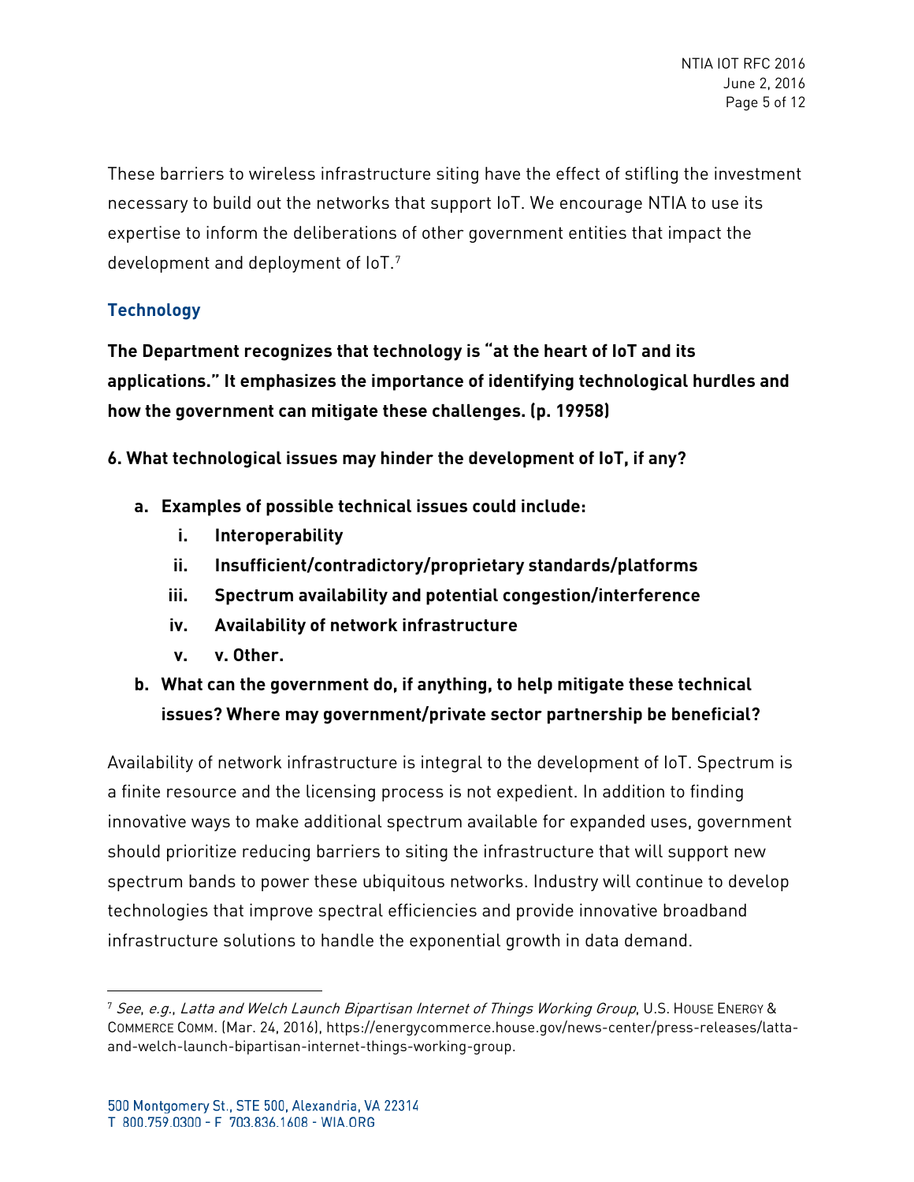These barriers to wireless infrastructure siting have the effect of stifling the investment necessary to build out the networks that support IoT. We encourage NTIA to use its expertise to inform the deliberations of other government entities that impact the development and deployment of IoT.[7]

## Technology

**The Department recognizes that technology is "at the heart of IoT and its applications." It emphasizes the importance of identifying technological hurdles and how the government can mitigate these challenges. (p. 19958)**

**6. What technological issues may hinder the development of IoT, if any?**

- **a. Examples of possible technical issues could include:**
  - **i. Interoperability**
  - **ii. Insufficient/contradictory/proprietary standards/platforms**
  - **iii. Spectrum availability and potential congestion/interference**
  - **iv. Availability of network infrastructure**
  - **v. v. Other.**
- **b. What can the government do, if anything, to help mitigate these technical issues? Where may government/private sector partnership be beneficial?**

Availability of network infrastructure is integral to the development of IoT. Spectrum is a finite resource and the licensing process is not expedient. In addition to finding innovative ways to make additional spectrum available for expanded uses, government should prioritize reducing barriers to siting the infrastructure that will support new spectrum bands to power these ubiquitous networks. Industry will continue to develop technologies that improve spectral efficiencies and provide innovative broadband infrastructure solutions to handle the exponential growth in data demand.

---

[7] *See*, *e.g.*, *Latta and Welch Launch Bipartisan Internet of Things Working Group*, U.S. HOUSE ENERGY & COMMERCE COMM. (Mar. 24, 2016), https://energycommerce.house.gov/news-center/press-releases/latta-and-welch-launch-bipartisan-internet-things-working-group.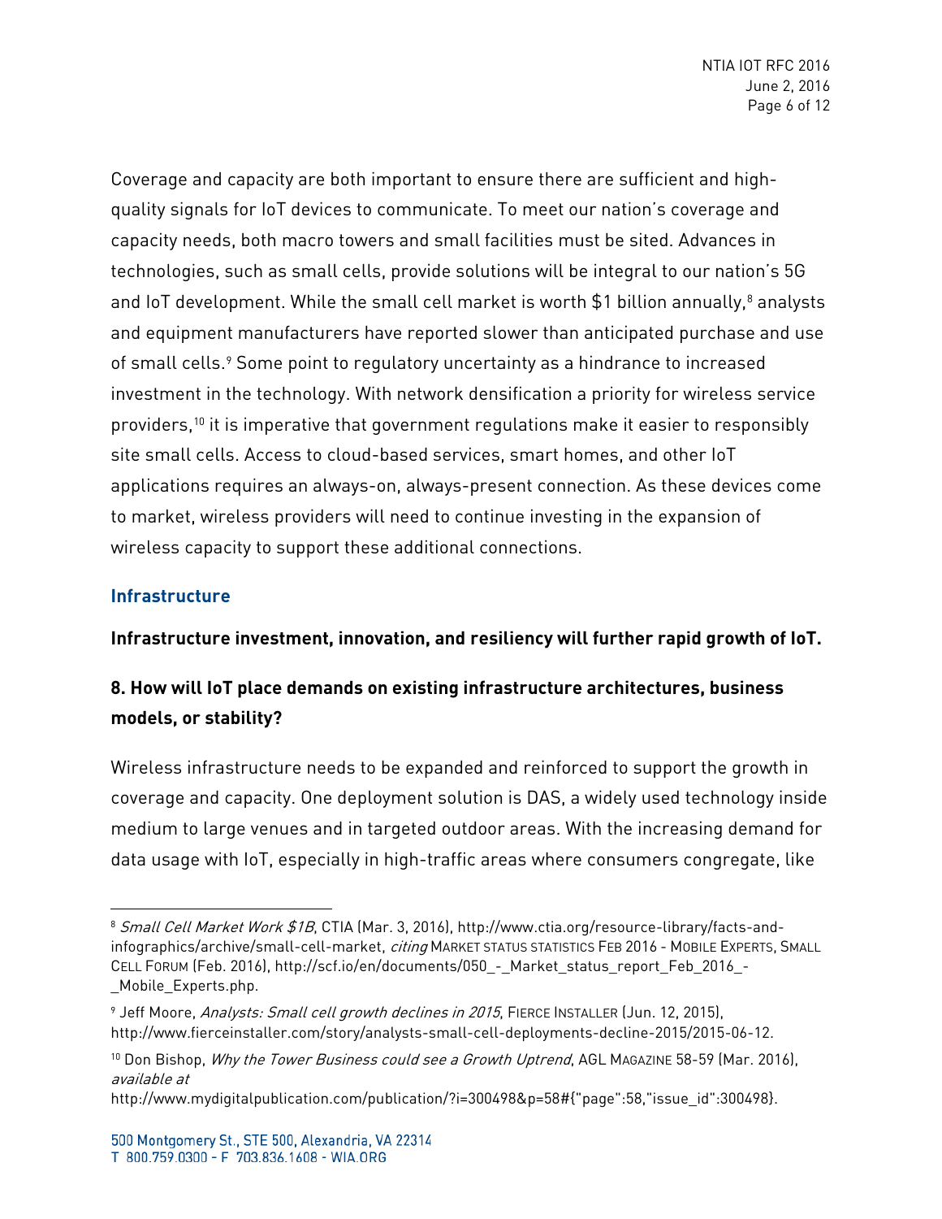Coverage and capacity are both important to ensure there are sufficient and high-quality signals for IoT devices to communicate. To meet our nation's coverage and capacity needs, both macro towers and small facilities must be sited. Advances in technologies, such as small cells, provide solutions will be integral to our nation's 5G and IoT development. While the small cell market is worth $1 billion annually,[8] analysts and equipment manufacturers have reported slower than anticipated purchase and use of small cells.[9] Some point to regulatory uncertainty as a hindrance to increased investment in the technology. With network densification a priority for wireless service providers,[10] it is imperative that government regulations make it easier to responsibly site small cells. Access to cloud-based services, smart homes, and other IoT applications requires an always-on, always-present connection. As these devices come to market, wireless providers will need to continue investing in the expansion of wireless capacity to support these additional connections.

## Infrastructure

**Infrastructure investment, innovation, and resiliency will further rapid growth of IoT.**

### 8. How will IoT place demands on existing infrastructure architectures, business models, or stability?

Wireless infrastructure needs to be expanded and reinforced to support the growth in coverage and capacity. One deployment solution is DAS, a widely used technology inside medium to large venues and in targeted outdoor areas. With the increasing demand for data usage with IoT, especially in high-traffic areas where consumers congregate, like

---

[8] *Small Cell Market Work $1B*, CTIA (Mar. 3, 2016), http://www.ctia.org/resource-library/facts-and-infographics/archive/small-cell-market, *citing* MARKET STATUS STATISTICS FEB 2016 - MOBILE EXPERTS, SMALL CELL FORUM (Feb. 2016), http://scf.io/en/documents/050_-_Market_status_report_Feb_2016_-_Mobile_Experts.php.

[9] Jeff Moore, *Analysts: Small cell growth declines in 2015*, FIERCE INSTALLER (Jun. 12, 2015), http://www.fierceinstaller.com/story/analysts-small-cell-deployments-decline-2015/2015-06-12.

[10] Don Bishop, *Why the Tower Business could see a Growth Uptrend*, AGL MAGAZINE 58-59 (Mar. 2016), *available at* http://www.mydigitalpublication.com/publication/?i=300498&p=58#{"page":58,"issue_id":300498}.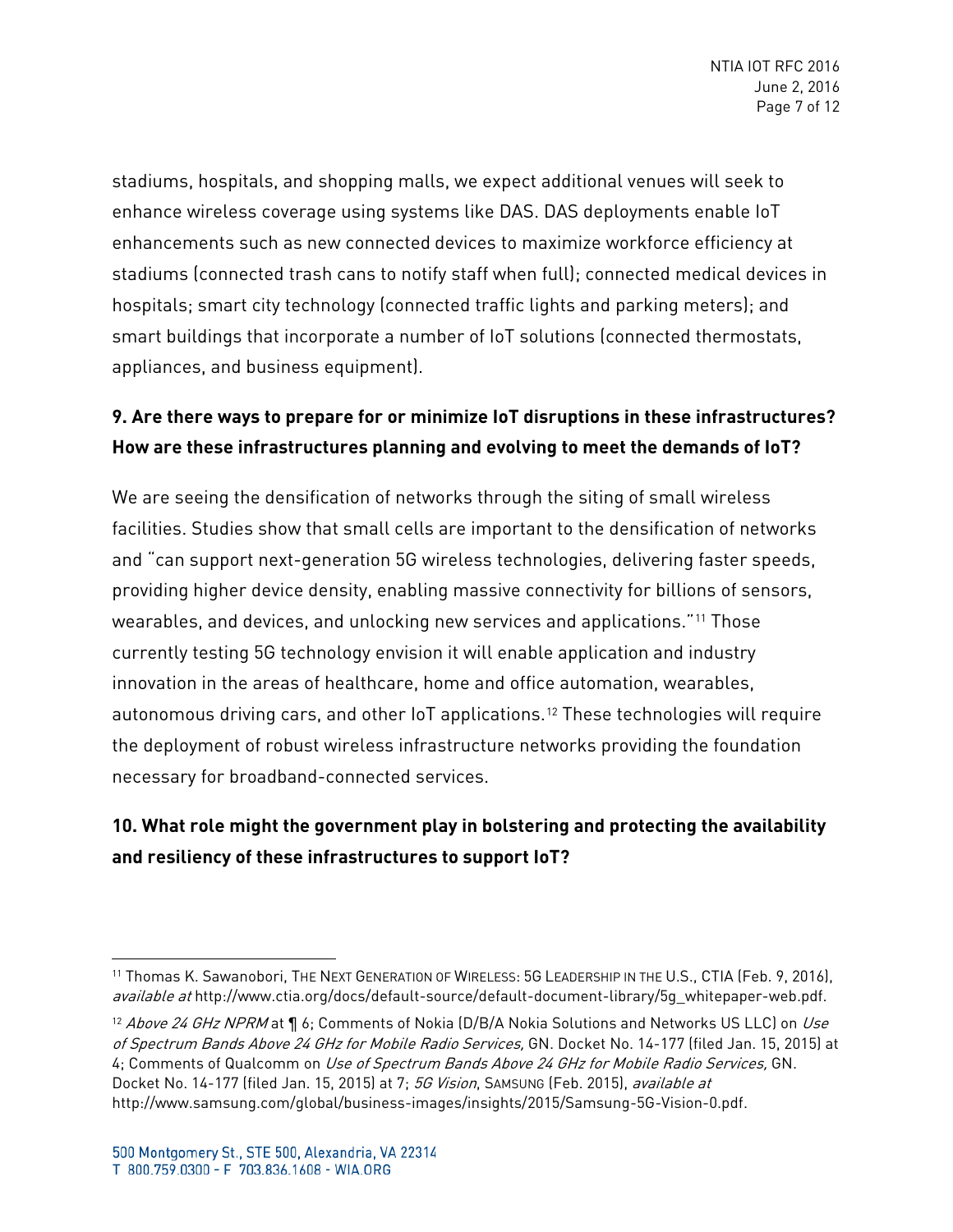stadiums, hospitals, and shopping malls, we expect additional venues will seek to enhance wireless coverage using systems like DAS. DAS deployments enable IoT enhancements such as new connected devices to maximize workforce efficiency at stadiums (connected trash cans to notify staff when full); connected medical devices in hospitals; smart city technology (connected traffic lights and parking meters); and smart buildings that incorporate a number of IoT solutions (connected thermostats, appliances, and business equipment).

**9. Are there ways to prepare for or minimize IoT disruptions in these infrastructures? How are these infrastructures planning and evolving to meet the demands of IoT?**

We are seeing the densification of networks through the siting of small wireless facilities. Studies show that small cells are important to the densification of networks and "can support next-generation 5G wireless technologies, delivering faster speeds, providing higher device density, enabling massive connectivity for billions of sensors, wearables, and devices, and unlocking new services and applications."[11] Those currently testing 5G technology envision it will enable application and industry innovation in the areas of healthcare, home and office automation, wearables, autonomous driving cars, and other IoT applications.[12] These technologies will require the deployment of robust wireless infrastructure networks providing the foundation necessary for broadband-connected services.

**10. What role might the government play in bolstering and protecting the availability and resiliency of these infrastructures to support IoT?**

---

[11] Thomas K. Sawanobori, THE NEXT GENERATION OF WIRELESS: 5G LEADERSHIP IN THE U.S., CTIA (Feb. 9, 2016), *available at* http://www.ctia.org/docs/default-source/default-document-library/5g_whitepaper-web.pdf.

[12] *Above 24 GHz NPRM* at ¶ 6; Comments of Nokia (D/B/A Nokia Solutions and Networks US LLC) on *Use of Spectrum Bands Above 24 GHz for Mobile Radio Services,* GN. Docket No. 14-177 (filed Jan. 15, 2015) at 4; Comments of Qualcomm on *Use of Spectrum Bands Above 24 GHz for Mobile Radio Services,* GN. Docket No. 14-177 (filed Jan. 15, 2015) at 7; *5G Vision*, SAMSUNG (Feb. 2015), *available at* http://www.samsung.com/global/business-images/insights/2015/Samsung-5G-Vision-0.pdf.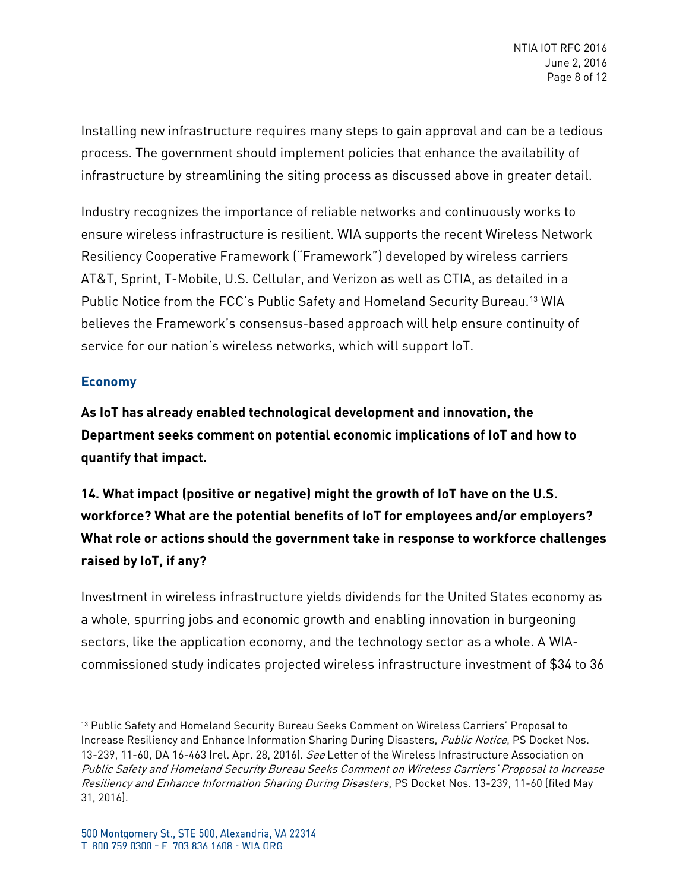Installing new infrastructure requires many steps to gain approval and can be a tedious process. The government should implement policies that enhance the availability of infrastructure by streamlining the siting process as discussed above in greater detail.

Industry recognizes the importance of reliable networks and continuously works to ensure wireless infrastructure is resilient. WIA supports the recent Wireless Network Resiliency Cooperative Framework ("Framework") developed by wireless carriers AT&T, Sprint, T-Mobile, U.S. Cellular, and Verizon as well as CTIA, as detailed in a Public Notice from the FCC's Public Safety and Homeland Security Bureau.[13] WIA believes the Framework's consensus-based approach will help ensure continuity of service for our nation's wireless networks, which will support IoT.

### Economy

**As IoT has already enabled technological development and innovation, the Department seeks comment on potential economic implications of IoT and how to quantify that impact.**

**14. What impact (positive or negative) might the growth of IoT have on the U.S. workforce? What are the potential benefits of IoT for employees and/or employers? What role or actions should the government take in response to workforce challenges raised by IoT, if any?**

Investment in wireless infrastructure yields dividends for the United States economy as a whole, spurring jobs and economic growth and enabling innovation in burgeoning sectors, like the application economy, and the technology sector as a whole. A WIA-commissioned study indicates projected wireless infrastructure investment of $34 to 36

---

[13] Public Safety and Homeland Security Bureau Seeks Comment on Wireless Carriers' Proposal to Increase Resiliency and Enhance Information Sharing During Disasters, *Public Notice*, PS Docket Nos. 13-239, 11-60, DA 16-463 (rel. Apr. 28, 2016). *See* Letter of the Wireless Infrastructure Association on *Public Safety and Homeland Security Bureau Seeks Comment on Wireless Carriers' Proposal to Increase Resiliency and Enhance Information Sharing During Disasters*, PS Docket Nos. 13-239, 11-60 (filed May 31, 2016).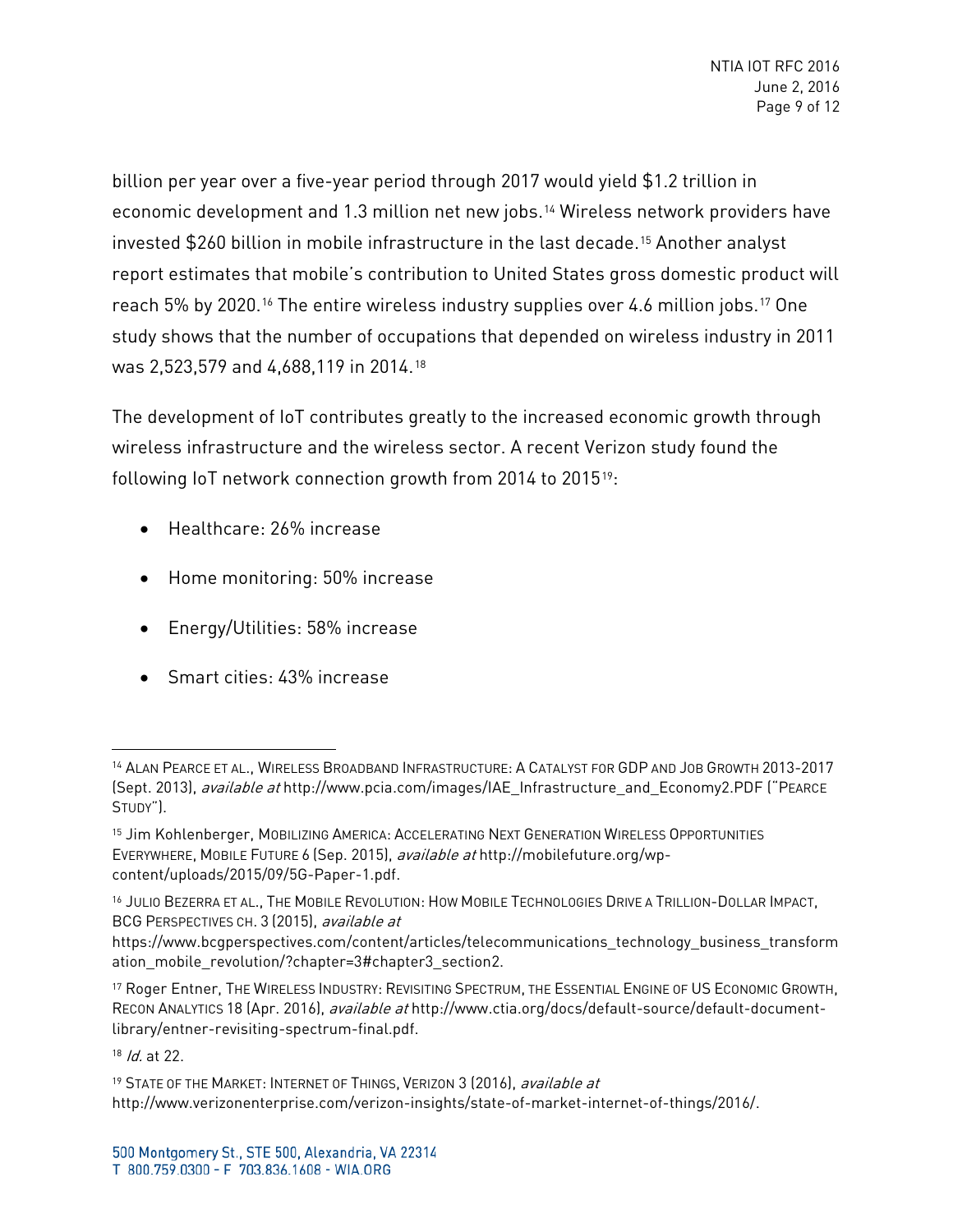billion per year over a five-year period through 2017 would yield $1.2 trillion in economic development and 1.3 million net new jobs.[14] Wireless network providers have invested $260 billion in mobile infrastructure in the last decade.[15] Another analyst report estimates that mobile's contribution to United States gross domestic product will reach 5% by 2020.[16] The entire wireless industry supplies over 4.6 million jobs.[17] One study shows that the number of occupations that depended on wireless industry in 2011 was 2,523,579 and 4,688,119 in 2014.[18]

The development of IoT contributes greatly to the increased economic growth through wireless infrastructure and the wireless sector. A recent Verizon study found the following IoT network connection growth from 2014 to 2015[19]:

- Healthcare: 26% increase
- Home monitoring: 50% increase
- Energy/Utilities: 58% increase
- Smart cities: 43% increase

---

[14] ALAN PEARCE ET AL., WIRELESS BROADBAND INFRASTRUCTURE: A CATALYST FOR GDP AND JOB GROWTH 2013-2017 (Sept. 2013), *available at* http://www.pcia.com/images/IAE_Infrastructure_and_Economy2.PDF ("PEARCE STUDY").

[15] Jim Kohlenberger, MOBILIZING AMERICA: ACCELERATING NEXT GENERATION WIRELESS OPPORTUNITIES EVERYWHERE, MOBILE FUTURE 6 (Sep. 2015), *available at* http://mobilefuture.org/wp-content/uploads/2015/09/5G-Paper-1.pdf.

[16] JULIO BEZERRA ET AL., THE MOBILE REVOLUTION: HOW MOBILE TECHNOLOGIES DRIVE A TRILLION-DOLLAR IMPACT, BCG PERSPECTIVES CH. 3 (2015), *available at* https://www.bcgperspectives.com/content/articles/telecommunications_technology_business_transformation_mobile_revolution/?chapter=3#chapter3_section2.

[17] Roger Entner, THE WIRELESS INDUSTRY: REVISITING SPECTRUM, THE ESSENTIAL ENGINE OF US ECONOMIC GROWTH, RECON ANALYTICS 18 (Apr. 2016), *available at* http://www.ctia.org/docs/default-source/default-document-library/entner-revisiting-spectrum-final.pdf.

[18] *Id.* at 22.

[19] STATE OF THE MARKET: INTERNET OF THINGS, VERIZON 3 (2016), *available at* http://www.verizonenterprise.com/verizon-insights/state-of-market-internet-of-things/2016/.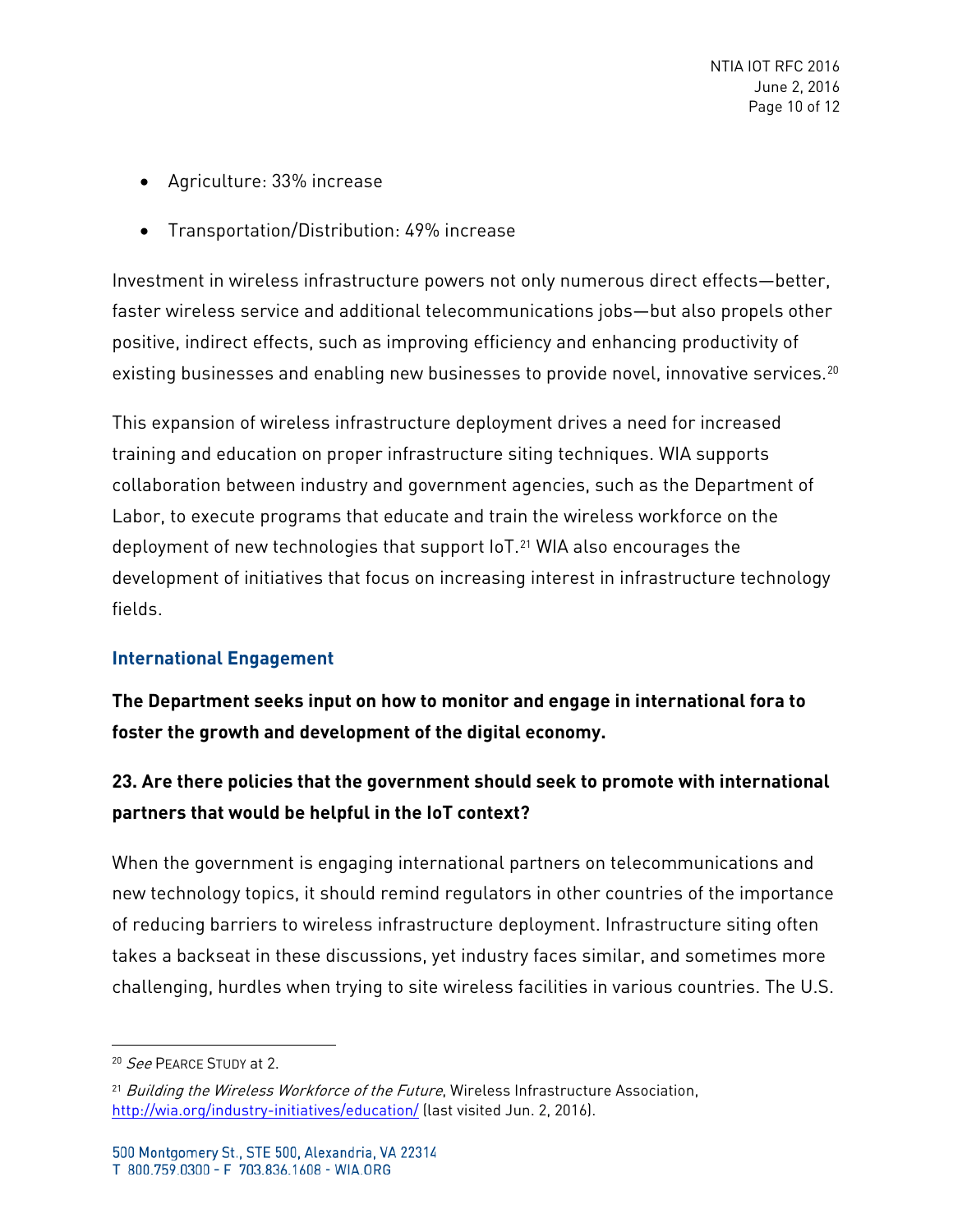- Agriculture: 33% increase
- Transportation/Distribution: 49% increase

Investment in wireless infrastructure powers not only numerous direct effects—better, faster wireless service and additional telecommunications jobs—but also propels other positive, indirect effects, such as improving efficiency and enhancing productivity of existing businesses and enabling new businesses to provide novel, innovative services.[20]

This expansion of wireless infrastructure deployment drives a need for increased training and education on proper infrastructure siting techniques. WIA supports collaboration between industry and government agencies, such as the Department of Labor, to execute programs that educate and train the wireless workforce on the deployment of new technologies that support IoT.[21] WIA also encourages the development of initiatives that focus on increasing interest in infrastructure technology fields.

## International Engagement

**The Department seeks input on how to monitor and engage in international fora to foster the growth and development of the digital economy.**

**23. Are there policies that the government should seek to promote with international partners that would be helpful in the IoT context?**

When the government is engaging international partners on telecommunications and new technology topics, it should remind regulators in other countries of the importance of reducing barriers to wireless infrastructure deployment. Infrastructure siting often takes a backseat in these discussions, yet industry faces similar, and sometimes more challenging, hurdles when trying to site wireless facilities in various countries. The U.S.

---

[20] *See* PEARCE STUDY at 2.

[21] *Building the Wireless Workforce of the Future*, Wireless Infrastructure Association, http://wia.org/industry-initiatives/education/ (last visited Jun. 2, 2016).

500 Montgomery St., STE 500, Alexandria, VA 22314
T 800.759.0300 - F 703.836.1608 - WIA.ORG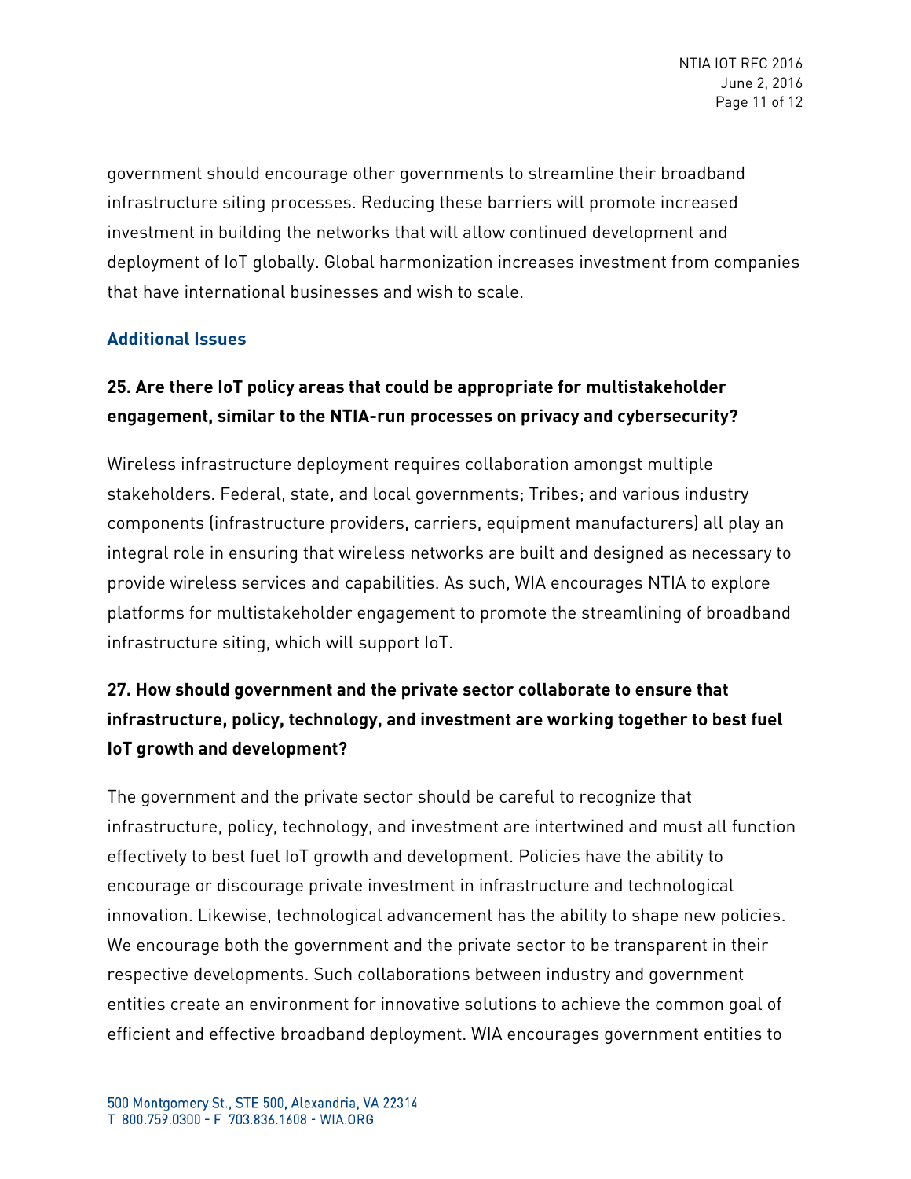government should encourage other governments to streamline their broadband infrastructure siting processes. Reducing these barriers will promote increased investment in building the networks that will allow continued development and deployment of IoT globally. Global harmonization increases investment from companies that have international businesses and wish to scale.

## Additional Issues

### 25. Are there IoT policy areas that could be appropriate for multistakeholder engagement, similar to the NTIA-run processes on privacy and cybersecurity?

Wireless infrastructure deployment requires collaboration amongst multiple stakeholders. Federal, state, and local governments; Tribes; and various industry components (infrastructure providers, carriers, equipment manufacturers) all play an integral role in ensuring that wireless networks are built and designed as necessary to provide wireless services and capabilities. As such, WIA encourages NTIA to explore platforms for multistakeholder engagement to promote the streamlining of broadband infrastructure siting, which will support IoT.

### 27. How should government and the private sector collaborate to ensure that infrastructure, policy, technology, and investment are working together to best fuel IoT growth and development?

The government and the private sector should be careful to recognize that infrastructure, policy, technology, and investment are intertwined and must all function effectively to best fuel IoT growth and development. Policies have the ability to encourage or discourage private investment in infrastructure and technological innovation. Likewise, technological advancement has the ability to shape new policies. We encourage both the government and the private sector to be transparent in their respective developments. Such collaborations between industry and government entities create an environment for innovative solutions to achieve the common goal of efficient and effective broadband deployment. WIA encourages government entities to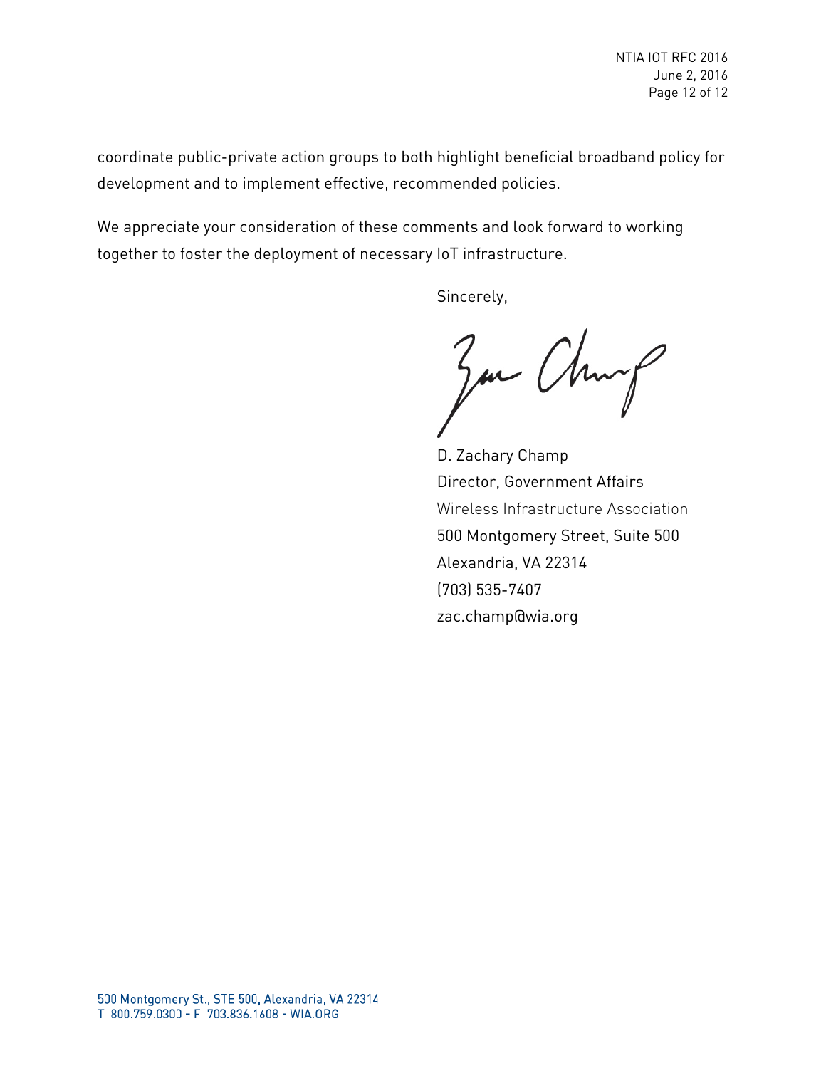coordinate public-private action groups to both highlight beneficial broadband policy for development and to implement effective, recommended policies.

We appreciate your consideration of these comments and look forward to working together to foster the deployment of necessary IoT infrastructure.

Sincerely,

D. Zachary Champ
Director, Government Affairs
Wireless Infrastructure Association
500 Montgomery Street, Suite 500
Alexandria, VA 22314
(703) 535-7407
zac.champ@wia.org